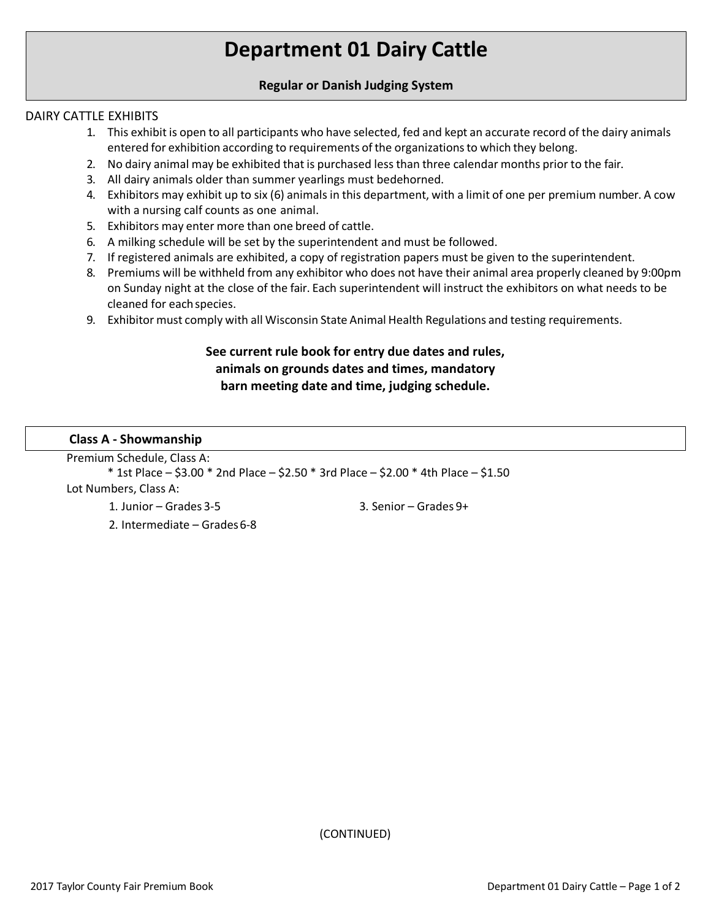# Department 01 Dairy Cattle

**Regular or Danish Judging System**

DAIRY CATTLE EXHIBITS

1. This exhibit is open to all participants who have selected, fed and kept an accurate record of the dairy animals entered for exhibition according to requirements of the organizations to which they belong.
2. No dairy animal may be exhibited that is purchased less than three calendar months prior to the fair.
3. All dairy animals older than summer yearlings must be dehorned.
4. Exhibitors may exhibit up to six (6) animals in this department, with a limit of one per premium number. A cow with a nursing calf counts as one animal.
5. Exhibitors may enter more than one breed of cattle.
6. A milking schedule will be set by the superintendent and must be followed.
7. If registered animals are exhibited, a copy of registration papers must be given to the superintendent.
8. Premiums will be withheld from any exhibitor who does not have their animal area properly cleaned by 9:00pm on Sunday night at the close of the fair. Each superintendent will instruct the exhibitors on what needs to be cleaned for each species.
9. Exhibitor must comply with all Wisconsin State Animal Health Regulations and testing requirements.

**See current rule book for entry due dates and rules, animals on grounds dates and times, mandatory barn meeting date and time, judging schedule.**

## Class A - Showmanship

Premium Schedule, Class A:

* 1st Place – $3.00 * 2nd Place – $2.50 * 3rd Place – $2.00 * 4th Place – $1.50

Lot Numbers, Class A:

1. Junior – Grades 3-5
2. Intermediate – Grades 6-8
3. Senior – Grades 9+

(CONTINUED)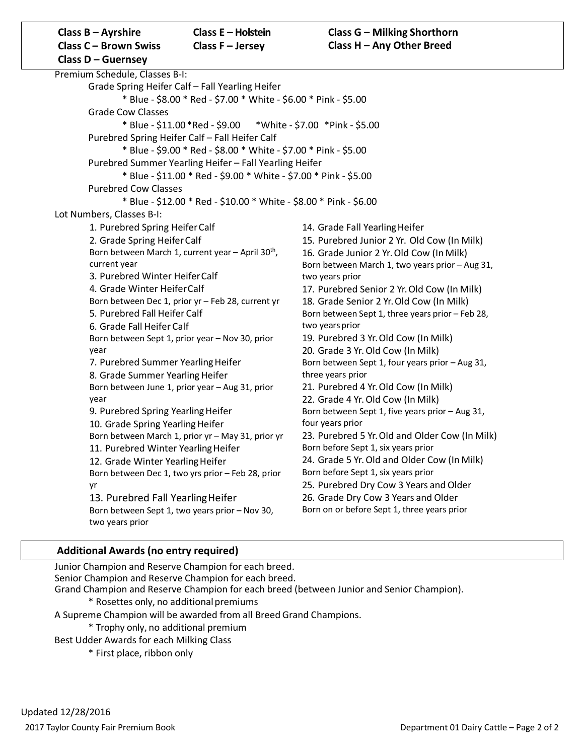**Class B – Ayrshire**
**Class C – Brown Swiss**
**Class D – Guernsey**
**Class E – Holstein**
**Class F – Jersey**
**Class G – Milking Shorthorn**
**Class H – Any Other Breed**

Premium Schedule, Classes B-I:

Grade Spring Heifer Calf – Fall Yearling Heifer
* Blue - $8.00 * Red - $7.00 * White - $6.00 * Pink - $5.00

Grade Cow Classes
* Blue - $11.00 *Red - $9.00 *White - $7.00 *Pink - $5.00

Purebred Spring Heifer Calf – Fall Heifer Calf
* Blue - $9.00 * Red - $8.00 * White - $7.00 * Pink - $5.00

Purebred Summer Yearling Heifer – Fall Yearling Heifer
* Blue - $11.00 * Red - $9.00 * White - $7.00 * Pink - $5.00

Purebred Cow Classes
* Blue - $12.00 * Red - $10.00 * White - $8.00 * Pink - $6.00

Lot Numbers, Classes B-I:

1. Purebred Spring Heifer Calf
2. Grade Spring Heifer Calf
Born between March 1, current year – April 30th, current year
3. Purebred Winter Heifer Calf
4. Grade Winter Heifer Calf
Born between Dec 1, prior yr – Feb 28, current yr
5. Purebred Fall Heifer Calf
6. Grade Fall Heifer Calf
Born between Sept 1, prior year – Nov 30, prior year
7. Purebred Summer Yearling Heifer
8. Grade Summer Yearling Heifer
Born between June 1, prior year – Aug 31, prior year
9. Purebred Spring Yearling Heifer
10. Grade Spring Yearling Heifer
Born between March 1, prior yr – May 31, prior yr
11. Purebred Winter Yearling Heifer
12. Grade Winter Yearling Heifer
Born between Dec 1, two yrs prior – Feb 28, prior yr
13. Purebred Fall Yearling Heifer
Born between Sept 1, two years prior – Nov 30, two years prior
14. Grade Fall Yearling Heifer
15. Purebred Junior 2 Yr. Old Cow (In Milk)
16. Grade Junior 2 Yr. Old Cow (In Milk)
Born between March 1, two years prior – Aug 31, two years prior
17. Purebred Senior 2 Yr. Old Cow (In Milk)
18. Grade Senior 2 Yr. Old Cow (In Milk)
Born between Sept 1, three years prior – Feb 28, two years prior
19. Purebred 3 Yr. Old Cow (In Milk)
20. Grade 3 Yr. Old Cow (In Milk)
Born between Sept 1, four years prior – Aug 31, three years prior
21. Purebred 4 Yr. Old Cow (In Milk)
22. Grade 4 Yr. Old Cow (In Milk)
Born between Sept 1, five years prior – Aug 31, four years prior
23. Purebred 5 Yr. Old and Older Cow (In Milk)
Born before Sept 1, six years prior
24. Grade 5 Yr. Old and Older Cow (In Milk)
Born before Sept 1, six years prior
25. Purebred Dry Cow 3 Years and Older
26. Grade Dry Cow 3 Years and Older
Born on or before Sept 1, three years prior

## Additional Awards (no entry required)

Junior Champion and Reserve Champion for each breed.
Senior Champion and Reserve Champion for each breed.
Grand Champion and Reserve Champion for each breed (between Junior and Senior Champion).
* Rosettes only, no additional premiums

A Supreme Champion will be awarded from all Breed Grand Champions.
* Trophy only, no additional premium

Best Udder Awards for each Milking Class
* First place, ribbon only

Updated 12/28/2016